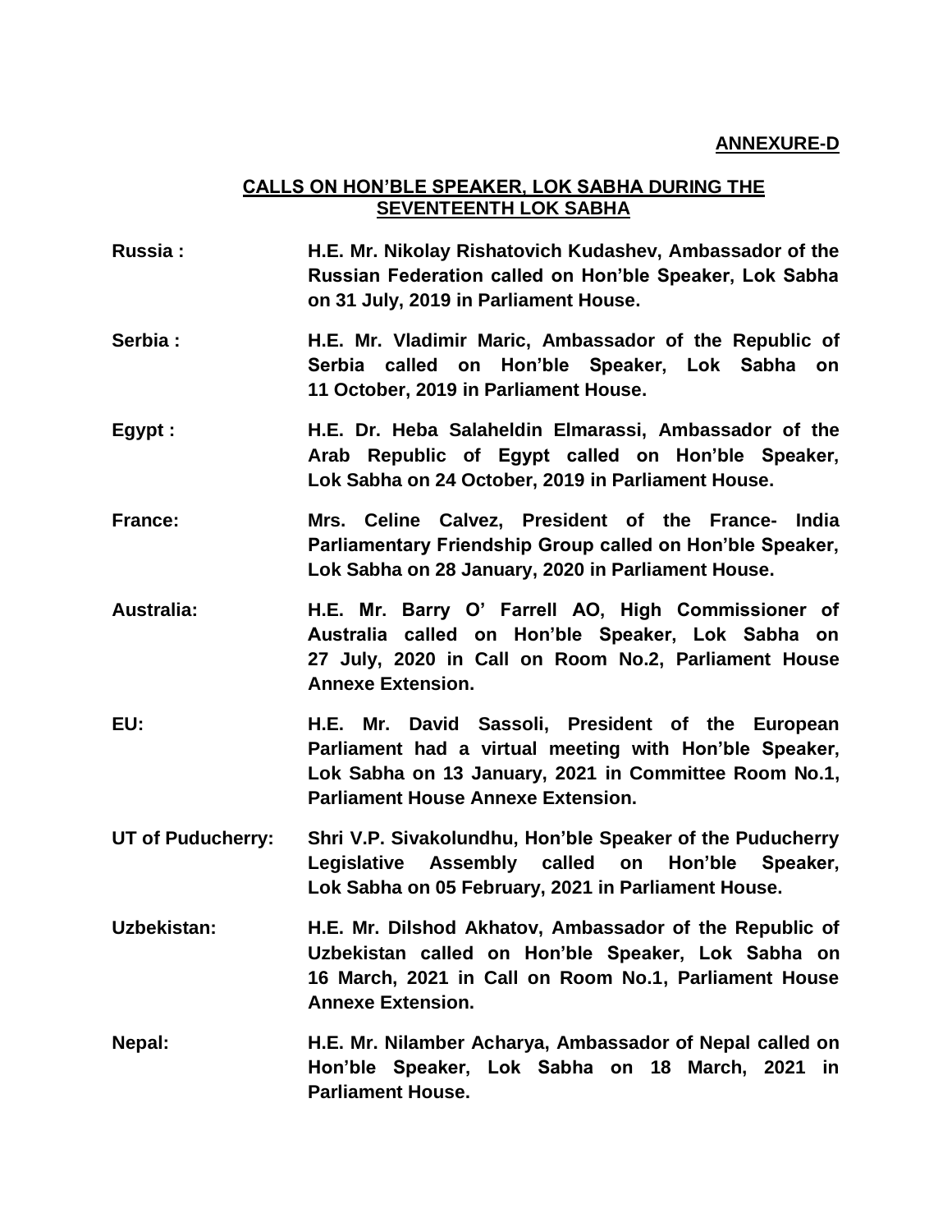**ANNEXURE-D**

## CALLS ON HON'BLE SPEAKER, LOK SABHA DURING THE SEVENTEENTH LOK SABHA

| | |
|---|---|
| **Russia :** | **H.E. Mr. Nikolay Rishatovich Kudashev, Ambassador of the Russian Federation called on Hon'ble Speaker, Lok Sabha on 31 July, 2019 in Parliament House.** |
| **Serbia :** | **H.E. Mr. Vladimir Maric, Ambassador of the Republic of Serbia called on Hon'ble Speaker, Lok Sabha on 11 October, 2019 in Parliament House.** |
| **Egypt :** | **H.E. Dr. Heba Salaheldin Elmarassi, Ambassador of the Arab Republic of Egypt called on Hon'ble Speaker, Lok Sabha on 24 October, 2019 in Parliament House.** |
| **France:** | **Mrs. Celine Calvez, President of the France- India Parliamentary Friendship Group called on Hon'ble Speaker, Lok Sabha on 28 January, 2020 in Parliament House.** |
| **Australia:** | **H.E. Mr. Barry O' Farrell AO, High Commissioner of Australia called on Hon'ble Speaker, Lok Sabha on 27 July, 2020 in Call on Room No.2, Parliament House Annexe Extension.** |
| **EU:** | **H.E. Mr. David Sassoli, President of the European Parliament had a virtual meeting with Hon'ble Speaker, Lok Sabha on 13 January, 2021 in Committee Room No.1, Parliament House Annexe Extension.** |
| **UT of Puducherry:** | **Shri V.P. Sivakolundhu, Hon'ble Speaker of the Puducherry Legislative Assembly called on Hon'ble Speaker, Lok Sabha on 05 February, 2021 in Parliament House.** |
| **Uzbekistan:** | **H.E. Mr. Dilshod Akhatov, Ambassador of the Republic of Uzbekistan called on Hon'ble Speaker, Lok Sabha on 16 March, 2021 in Call on Room No.1, Parliament House Annexe Extension.** |
| **Nepal:** | **H.E. Mr. Nilamber Acharya, Ambassador of Nepal called on Hon'ble Speaker, Lok Sabha on 18 March, 2021 in Parliament House.** |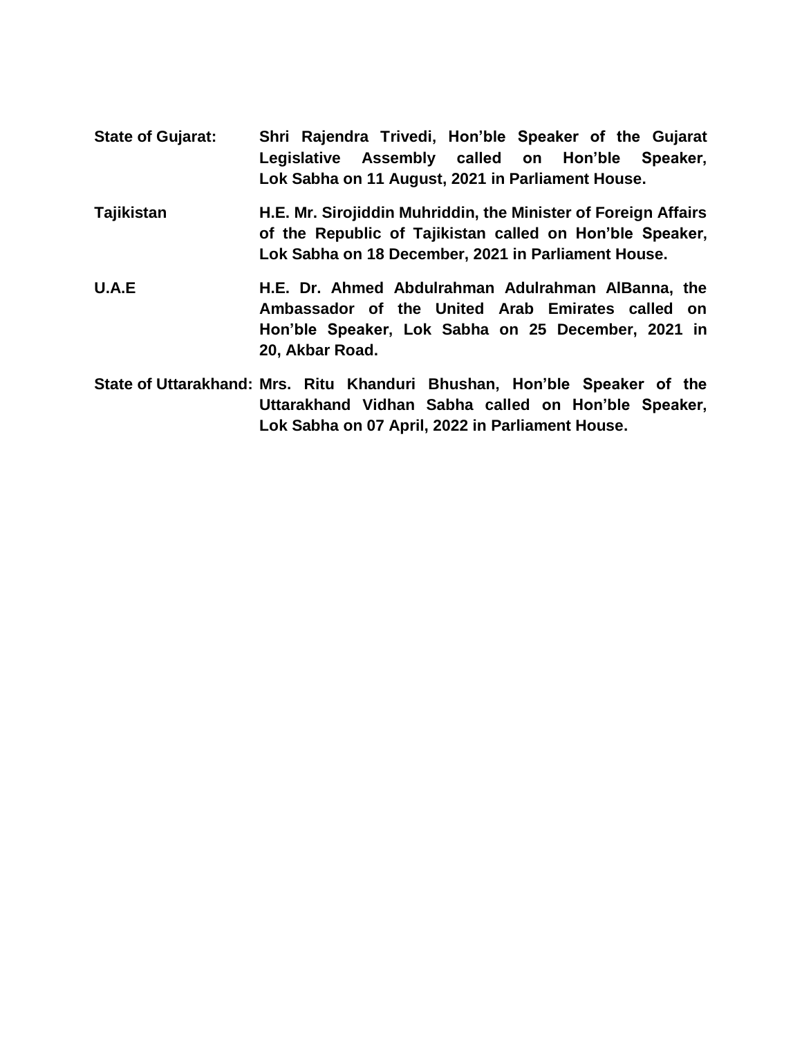| | |
|---|---|
| **State of Gujarat:** | **Shri Rajendra Trivedi, Hon'ble Speaker of the Gujarat Legislative Assembly called on Hon'ble Speaker, Lok Sabha on 11 August, 2021 in Parliament House.** |
| **Tajikistan** | **H.E. Mr. Sirojiddin Muhriddin, the Minister of Foreign Affairs of the Republic of Tajikistan called on Hon'ble Speaker, Lok Sabha on 18 December, 2021 in Parliament House.** |
| **U.A.E** | **H.E. Dr. Ahmed Abdulrahman Adulrahman AlBanna, the Ambassador of the United Arab Emirates called on Hon'ble Speaker, Lok Sabha on 25 December, 2021 in 20, Akbar Road.** |
| **State of Uttarakhand:** | **Mrs. Ritu Khanduri Bhushan, Hon'ble Speaker of the Uttarakhand Vidhan Sabha called on Hon'ble Speaker, Lok Sabha on 07 April, 2022 in Parliament House.** |